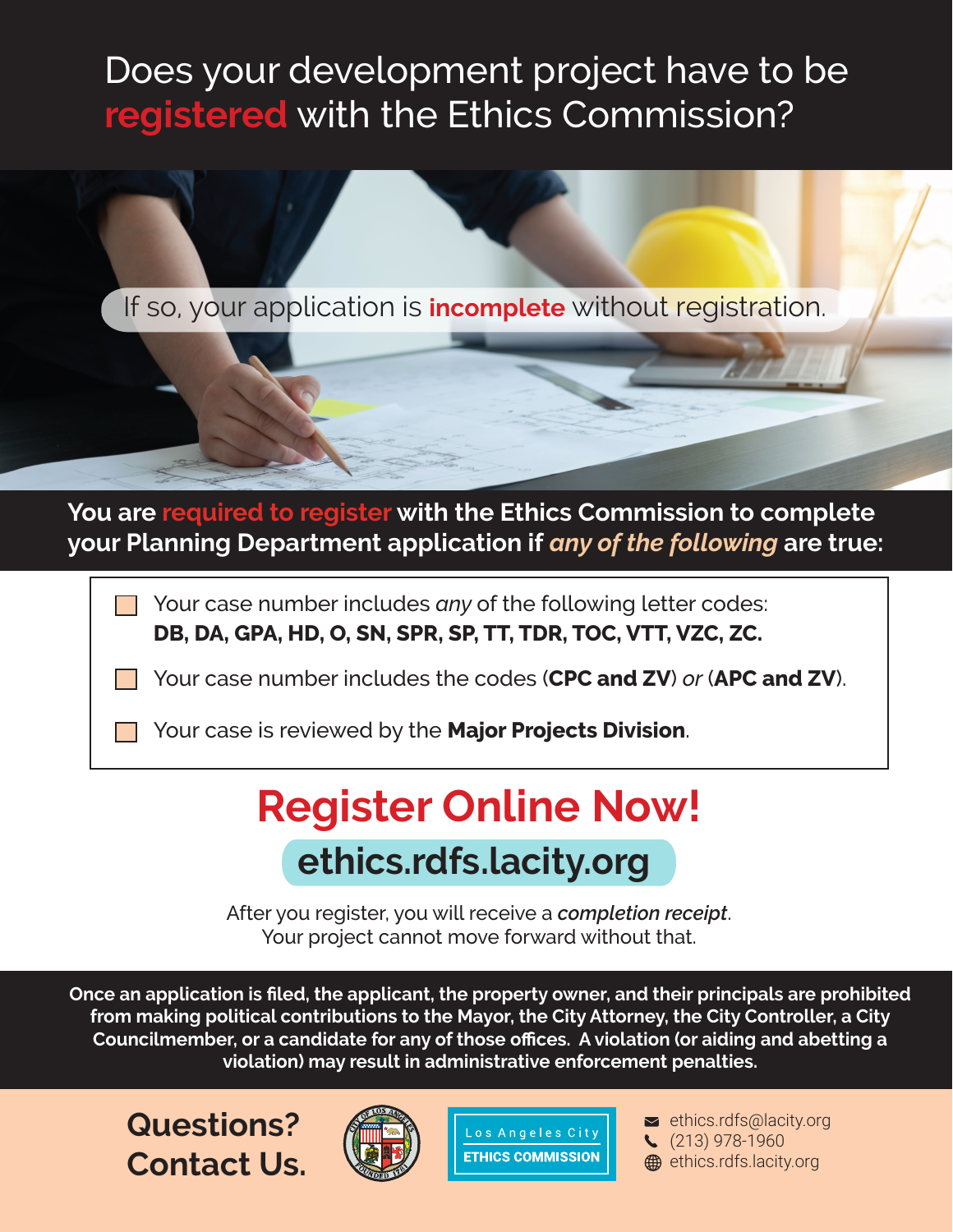# Does your development project have to be registered with the Ethics Commission?

If so, your application is **incomplete** without registration.

## You are required to register with the Ethics Commission to complete your Planning Department application if *any of the following* are true:

- [ ] Your case number includes *any* of the following letter codes: **DB, DA, GPA, HD, O, SN, SPR, SP, TT, TDR, TOC, VTT, VZC, ZC.**
- [ ] Your case number includes the codes (**CPC and ZV**) *or* (**APC and ZV**).
- [ ] Your case is reviewed by the **Major Projects Division**.

# Register Online Now!

## ethics.rdfs.lacity.org

After you register, you will receive a *completion receipt*.
Your project cannot move forward without that.

**Once an application is filed, the applicant, the property owner, and their principals are prohibited from making political contributions to the Mayor, the City Attorney, the City Controller, a City Councilmember, or a candidate for any of those offices. A violation (or aiding and abetting a violation) may result in administrative enforcement penalties.**

**Questions? Contact Us.**

Los Angeles City ETHICS COMMISSION

ethics.rdfs@lacity.org
(213) 978-1960
ethics.rdfs.lacity.org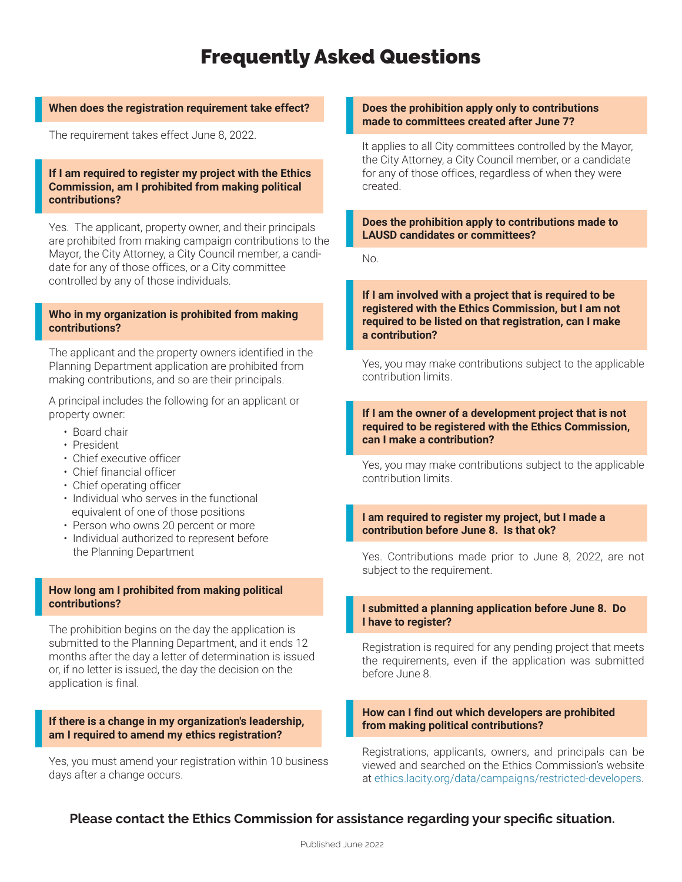# Frequently Asked Questions

### When does the registration requirement take effect?

The requirement takes effect June 8, 2022.

### If I am required to register my project with the Ethics Commission, am I prohibited from making political contributions?

Yes. The applicant, property owner, and their principals are prohibited from making campaign contributions to the Mayor, the City Attorney, a City Council member, a candidate for any of those offices, or a City committee controlled by any of those individuals.

### Who in my organization is prohibited from making contributions?

The applicant and the property owners identified in the Planning Department application are prohibited from making contributions, and so are their principals.

A principal includes the following for an applicant or property owner:

- Board chair
- President
- Chief executive officer
- Chief financial officer
- Chief operating officer
- Individual who serves in the functional equivalent of one of those positions
- Person who owns 20 percent or more
- Individual authorized to represent before the Planning Department

### How long am I prohibited from making political contributions?

The prohibition begins on the day the application is submitted to the Planning Department, and it ends 12 months after the day a letter of determination is issued or, if no letter is issued, the day the decision on the application is final.

### If there is a change in my organization's leadership, am I required to amend my ethics registration?

Yes, you must amend your registration within 10 business days after a change occurs.

### Does the prohibition apply only to contributions made to committees created after June 7?

It applies to all City committees controlled by the Mayor, the City Attorney, a City Council member, or a candidate for any of those offices, regardless of when they were created.

### Does the prohibition apply to contributions made to LAUSD candidates or committees?

No.

### If I am involved with a project that is required to be registered with the Ethics Commission, but I am not required to be listed on that registration, can I make a contribution?

Yes, you may make contributions subject to the applicable contribution limits.

### If I am the owner of a development project that is not required to be registered with the Ethics Commission, can I make a contribution?

Yes, you may make contributions subject to the applicable contribution limits.

### I am required to register my project, but I made a contribution before June 8. Is that ok?

Yes. Contributions made prior to June 8, 2022, are not subject to the requirement.

### I submitted a planning application before June 8. Do I have to register?

Registration is required for any pending project that meets the requirements, even if the application was submitted before June 8.

### How can I find out which developers are prohibited from making political contributions?

Registrations, applicants, owners, and principals can be viewed and searched on the Ethics Commission's website at ethics.lacity.org/data/campaigns/restricted-developers.

**Please contact the Ethics Commission for assistance regarding your specific situation.**

Published June 2022